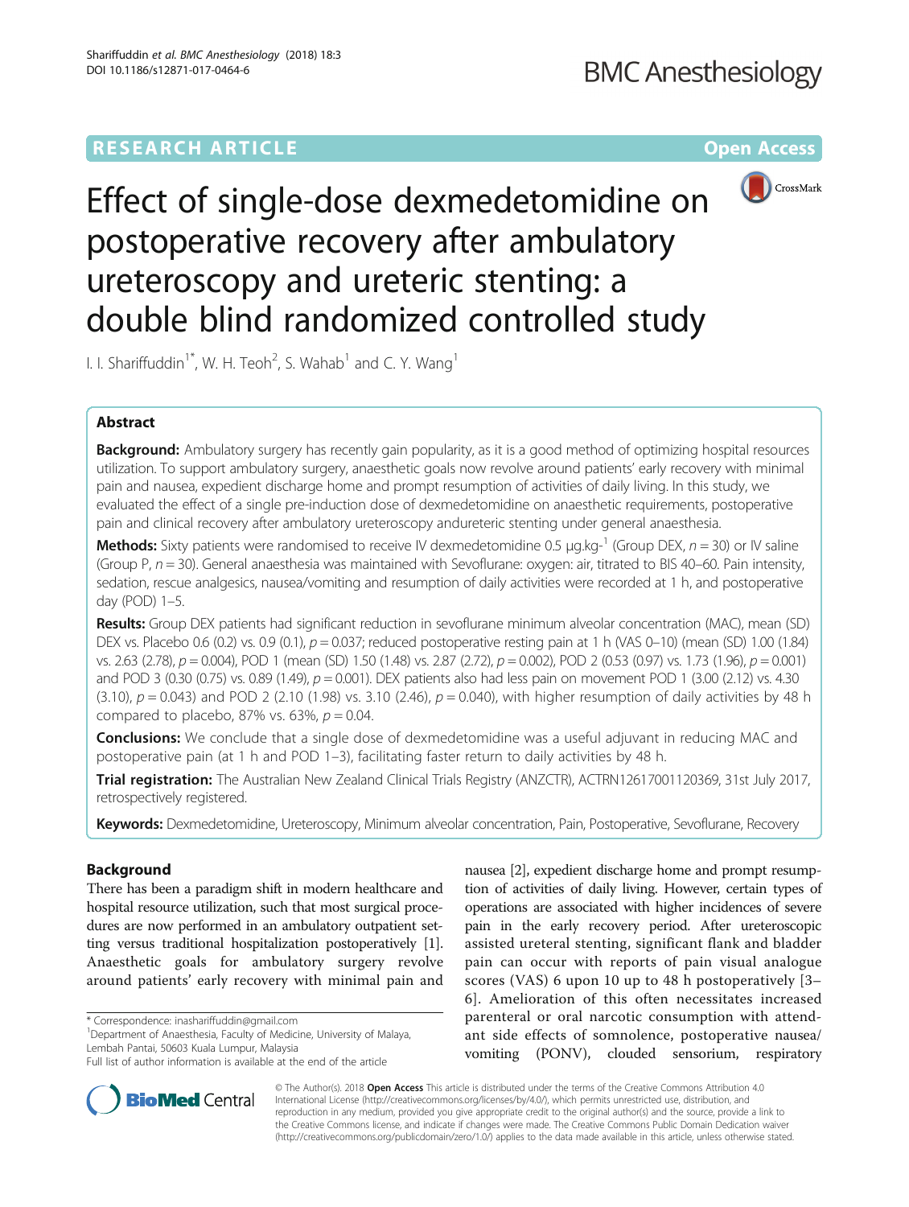RESEARCH ARTICLE

Open Access

# Effect of single-dose dexmedetomidine on postoperative recovery after ambulatory ureteroscopy and ureteric stenting: a double blind randomized controlled study

I. I. Shariffuddin[1*], W. H. Teoh[2], S. Wahab[1] and C. Y. Wang[1]

## Abstract

**Background:** Ambulatory surgery has recently gain popularity, as it is a good method of optimizing hospital resources utilization. To support ambulatory surgery, anaesthetic goals now revolve around patients' early recovery with minimal pain and nausea, expedient discharge home and prompt resumption of activities of daily living. In this study, we evaluated the effect of a single pre-induction dose of dexmedetomidine on anaesthetic requirements, postoperative pain and clinical recovery after ambulatory ureteroscopy andureteric stenting under general anaesthesia.

**Methods:** Sixty patients were randomised to receive IV dexmedetomidine 0.5 μg.kg-1 (Group DEX, $n = 30$) or IV saline (Group P, $n = 30$). General anaesthesia was maintained with Sevoflurane: oxygen: air, titrated to BIS 40–60. Pain intensity, sedation, rescue analgesics, nausea/vomiting and resumption of daily activities were recorded at 1 h, and postoperative day (POD) 1–5.

**Results:** Group DEX patients had significant reduction in sevoflurane minimum alveolar concentration (MAC), mean (SD) DEX vs. Placebo 0.6 (0.2) vs. 0.9 (0.1), $p = 0.037$; reduced postoperative resting pain at 1 h (VAS 0–10) (mean (SD) 1.00 (1.84) vs. 2.63 (2.78), $p = 0.004$), POD 1 (mean (SD) 1.50 (1.48) vs. 2.87 (2.72), $p = 0.002$), POD 2 (0.53 (0.97) vs. 1.73 (1.96), $p = 0.001$) and POD 3 (0.30 (0.75) vs. 0.89 (1.49), $p = 0.001$). DEX patients also had less pain on movement POD 1 (3.00 (2.12) vs. 4.30 (3.10), $p = 0.043$) and POD 2 (2.10 (1.98) vs. 3.10 (2.46), $p = 0.040$), with higher resumption of daily activities by 48 h compared to placebo, 87% vs. 63%, $p = 0.04$.

**Conclusions:** We conclude that a single dose of dexmedetomidine was a useful adjuvant in reducing MAC and postoperative pain (at 1 h and POD 1–3), facilitating faster return to daily activities by 48 h.

**Trial registration:** The Australian New Zealand Clinical Trials Registry (ANZCTR), ACTRN12617001120369, 31st July 2017, retrospectively registered.

**Keywords:** Dexmedetomidine, Ureteroscopy, Minimum alveolar concentration, Pain, Postoperative, Sevoflurane, Recovery

## Background

There has been a paradigm shift in modern healthcare and hospital resource utilization, such that most surgical procedures are now performed in an ambulatory outpatient setting versus traditional hospitalization postoperatively [1]. Anaesthetic goals for ambulatory surgery revolve around patients' early recovery with minimal pain and nausea [2], expedient discharge home and prompt resumption of activities of daily living. However, certain types of operations are associated with higher incidences of severe pain in the early recovery period. After ureteroscopic assisted ureteral stenting, significant flank and bladder pain can occur with reports of pain visual analogue scores (VAS) 6 upon 10 up to 48 h postoperatively [3–6]. Amelioration of this often necessitates increased parenteral or oral narcotic consumption with attendant side effects of somnolence, postoperative nausea/vomiting (PONV), clouded sensorium, respiratory

\* Correspondence: inashariffuddin@gmail.com
[1]Department of Anaesthesia, Faculty of Medicine, University of Malaya, Lembah Pantai, 50603 Kuala Lumpur, Malaysia
Full list of author information is available at the end of the article

© The Author(s). 2018 **Open Access** This article is distributed under the terms of the Creative Commons Attribution 4.0 International License (http://creativecommons.org/licenses/by/4.0/), which permits unrestricted use, distribution, and reproduction in any medium, provided you give appropriate credit to the original author(s) and the source, provide a link to the Creative Commons license, and indicate if changes were made. The Creative Commons Public Domain Dedication waiver (http://creativecommons.org/publicdomain/zero/1.0/) applies to the data made available in this article, unless otherwise stated.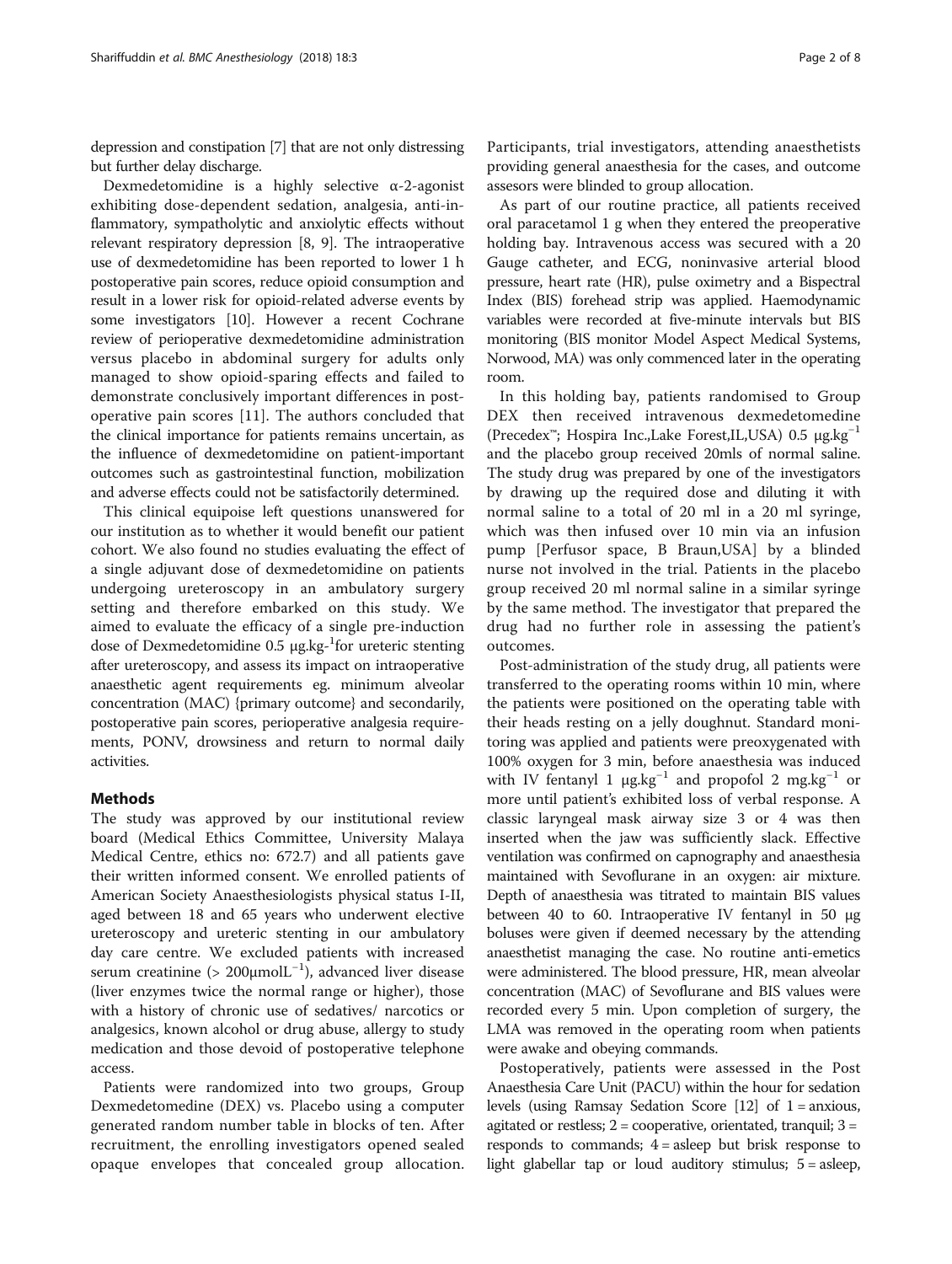depression and constipation [7] that are not only distressing but further delay discharge.

Dexmedetomidine is a highly selective α-2-agonist exhibiting dose-dependent sedation, analgesia, anti-inflammatory, sympatholytic and anxiolytic effects without relevant respiratory depression [8, 9]. The intraoperative use of dexmedetomidine has been reported to lower 1 h postoperative pain scores, reduce opioid consumption and result in a lower risk for opioid-related adverse events by some investigators [10]. However a recent Cochrane review of perioperative dexmedetomidine administration versus placebo in abdominal surgery for adults only managed to show opioid-sparing effects and failed to demonstrate conclusively important differences in postoperative pain scores [11]. The authors concluded that the clinical importance for patients remains uncertain, as the influence of dexmedetomidine on patient-important outcomes such as gastrointestinal function, mobilization and adverse effects could not be satisfactorily determined.

This clinical equipoise left questions unanswered for our institution as to whether it would benefit our patient cohort. We also found no studies evaluating the effect of a single adjuvant dose of dexmedetomidine on patients undergoing ureteroscopy in an ambulatory surgery setting and therefore embarked on this study. We aimed to evaluate the efficacy of a single pre-induction dose of Dexmedetomidine 0.5 μg.kg$^{-1}$for ureteric stenting after ureteroscopy, and assess its impact on intraoperative anaesthetic agent requirements eg. minimum alveolar concentration (MAC) {primary outcome} and secondarily, postoperative pain scores, perioperative analgesia requirements, PONV, drowsiness and return to normal daily activities.

## Methods

The study was approved by our institutional review board (Medical Ethics Committee, University Malaya Medical Centre, ethics no: 672.7) and all patients gave their written informed consent. We enrolled patients of American Society Anaesthesiologists physical status I-II, aged between 18 and 65 years who underwent elective ureteroscopy and ureteric stenting in our ambulatory day care centre. We excluded patients with increased serum creatinine (> 200μmolL$^{-1}$), advanced liver disease (liver enzymes twice the normal range or higher), those with a history of chronic use of sedatives/ narcotics or analgesics, known alcohol or drug abuse, allergy to study medication and those devoid of postoperative telephone access.

Patients were randomized into two groups, Group Dexmedetomedine (DEX) vs. Placebo using a computer generated random number table in blocks of ten. After recruitment, the enrolling investigators opened sealed opaque envelopes that concealed group allocation. Participants, trial investigators, attending anaesthetists providing general anaesthesia for the cases, and outcome assesors were blinded to group allocation.

As part of our routine practice, all patients received oral paracetamol 1 g when they entered the preoperative holding bay. Intravenous access was secured with a 20 Gauge catheter, and ECG, noninvasive arterial blood pressure, heart rate (HR), pulse oximetry and a Bispectral Index (BIS) forehead strip was applied. Haemodynamic variables were recorded at five-minute intervals but BIS monitoring (BIS monitor Model Aspect Medical Systems, Norwood, MA) was only commenced later in the operating room.

In this holding bay, patients randomised to Group DEX then received intravenous dexmedetomedine (Precedex™; Hospira Inc.,Lake Forest,IL,USA) 0.5 μg.kg$^{-1}$ and the placebo group received 20mls of normal saline. The study drug was prepared by one of the investigators by drawing up the required dose and diluting it with normal saline to a total of 20 ml in a 20 ml syringe, which was then infused over 10 min via an infusion pump [Perfusor space, B Braun,USA] by a blinded nurse not involved in the trial. Patients in the placebo group received 20 ml normal saline in a similar syringe by the same method. The investigator that prepared the drug had no further role in assessing the patient's outcomes.

Post-administration of the study drug, all patients were transferred to the operating rooms within 10 min, where the patients were positioned on the operating table with their heads resting on a jelly doughnut. Standard monitoring was applied and patients were preoxygenated with 100% oxygen for 3 min, before anaesthesia was induced with IV fentanyl 1 μg.kg$^{-1}$ and propofol 2 mg.kg$^{-1}$ or more until patient's exhibited loss of verbal response. A classic laryngeal mask airway size 3 or 4 was then inserted when the jaw was sufficiently slack. Effective ventilation was confirmed on capnography and anaesthesia maintained with Sevoflurane in an oxygen: air mixture. Depth of anaesthesia was titrated to maintain BIS values between 40 to 60. Intraoperative IV fentanyl in 50 μg boluses were given if deemed necessary by the attending anaesthetist managing the case. No routine anti-emetics were administered. The blood pressure, HR, mean alveolar concentration (MAC) of Sevoflurane and BIS values were recorded every 5 min. Upon completion of surgery, the LMA was removed in the operating room when patients were awake and obeying commands.

Postoperatively, patients were assessed in the Post Anaesthesia Care Unit (PACU) within the hour for sedation levels (using Ramsay Sedation Score [12] of 1 = anxious, agitated or restless; 2 = cooperative, orientated, tranquil; 3 = responds to commands; 4 = asleep but brisk response to light glabellar tap or loud auditory stimulus; 5 = asleep,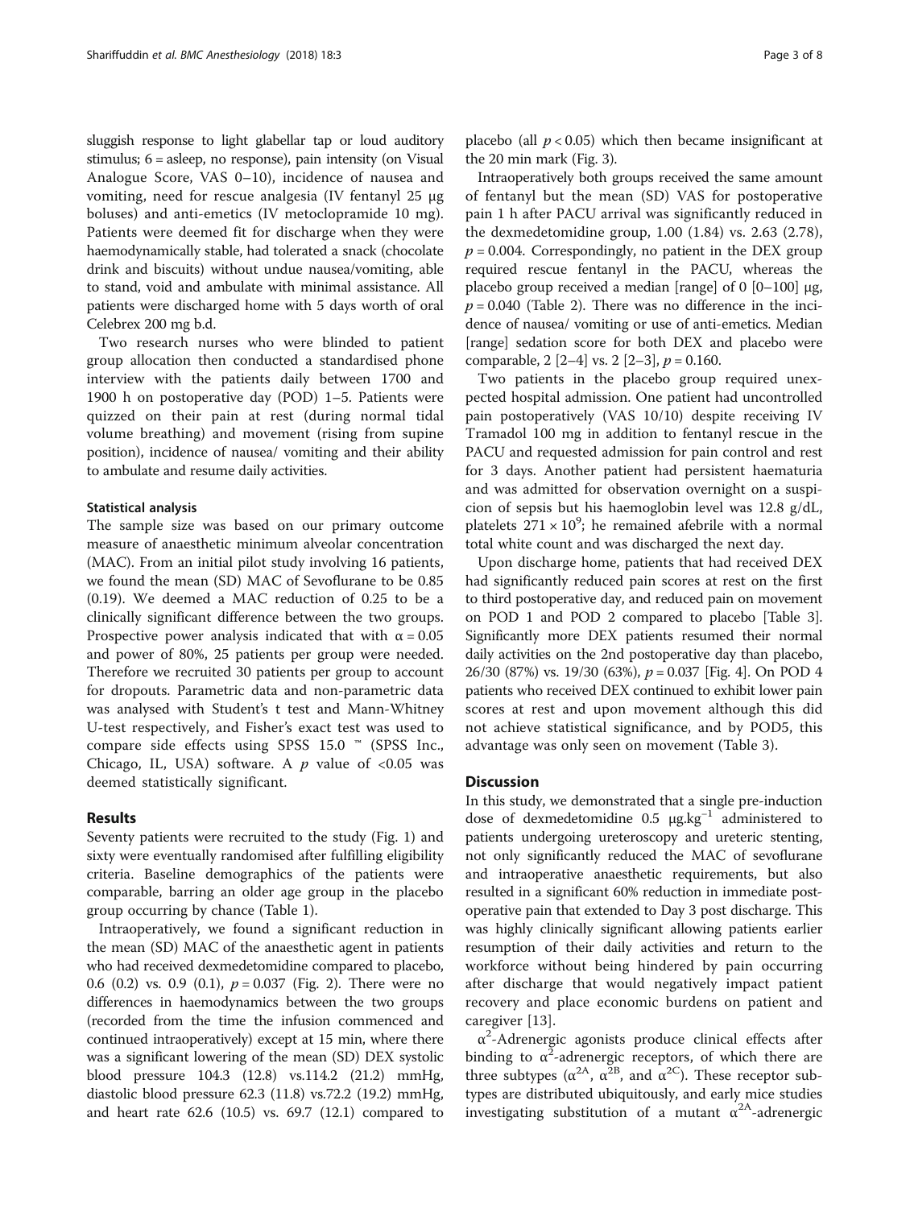sluggish response to light glabellar tap or loud auditory stimulus; 6 = asleep, no response), pain intensity (on Visual Analogue Score, VAS 0–10), incidence of nausea and vomiting, need for rescue analgesia (IV fentanyl 25 μg boluses) and anti-emetics (IV metoclopramide 10 mg). Patients were deemed fit for discharge when they were haemodynamically stable, had tolerated a snack (chocolate drink and biscuits) without undue nausea/vomiting, able to stand, void and ambulate with minimal assistance. All patients were discharged home with 5 days worth of oral Celebrex 200 mg b.d.

Two research nurses who were blinded to patient group allocation then conducted a standardised phone interview with the patients daily between 1700 and 1900 h on postoperative day (POD) 1–5. Patients were quizzed on their pain at rest (during normal tidal volume breathing) and movement (rising from supine position), incidence of nausea/ vomiting and their ability to ambulate and resume daily activities.

#### Statistical analysis

The sample size was based on our primary outcome measure of anaesthetic minimum alveolar concentration (MAC). From an initial pilot study involving 16 patients, we found the mean (SD) MAC of Sevoflurane to be 0.85 (0.19). We deemed a MAC reduction of 0.25 to be a clinically significant difference between the two groups. Prospective power analysis indicated that with $\alpha = 0.05$ and power of 80%, 25 patients per group were needed. Therefore we recruited 30 patients per group to account for dropouts. Parametric data and non-parametric data was analysed with Student's t test and Mann-Whitney U-test respectively, and Fisher's exact test was used to compare side effects using SPSS 15.0 ™ (SPSS Inc., Chicago, IL, USA) software. A $p$ value of <0.05 was deemed statistically significant.

## Results

Seventy patients were recruited to the study (Fig. 1) and sixty were eventually randomised after fulfilling eligibility criteria. Baseline demographics of the patients were comparable, barring an older age group in the placebo group occurring by chance (Table 1).

Intraoperatively, we found a significant reduction in the mean (SD) MAC of the anaesthetic agent in patients who had received dexmedetomidine compared to placebo, 0.6 (0.2) vs. 0.9 (0.1), $p = 0.037$ (Fig. 2). There were no differences in haemodynamics between the two groups (recorded from the time the infusion commenced and continued intraoperatively) except at 15 min, where there was a significant lowering of the mean (SD) DEX systolic blood pressure 104.3 (12.8) vs.114.2 (21.2) mmHg, diastolic blood pressure 62.3 (11.8) vs.72.2 (19.2) mmHg, and heart rate 62.6 (10.5) vs. 69.7 (12.1) compared to placebo (all $p < 0.05$) which then became insignificant at the 20 min mark (Fig. 3).

Intraoperatively both groups received the same amount of fentanyl but the mean (SD) VAS for postoperative pain 1 h after PACU arrival was significantly reduced in the dexmedetomidine group, 1.00 (1.84) vs. 2.63 (2.78), $p = 0.004$. Correspondingly, no patient in the DEX group required rescue fentanyl in the PACU, whereas the placebo group received a median [range] of 0 [0–100] μg, $p = 0.040$ (Table 2). There was no difference in the incidence of nausea/ vomiting or use of anti-emetics. Median [range] sedation score for both DEX and placebo were comparable, 2 [2–4] vs. 2 [2–3], $p = 0.160$.

Two patients in the placebo group required unexpected hospital admission. One patient had uncontrolled pain postoperatively (VAS 10/10) despite receiving IV Tramadol 100 mg in addition to fentanyl rescue in the PACU and requested admission for pain control and rest for 3 days. Another patient had persistent haematuria and was admitted for observation overnight on a suspicion of sepsis but his haemoglobin level was 12.8 g/dL, platelets $271 \times 10^9$; he remained afebrile with a normal total white count and was discharged the next day.

Upon discharge home, patients that had received DEX had significantly reduced pain scores at rest on the first to third postoperative day, and reduced pain on movement on POD 1 and POD 2 compared to placebo [Table 3]. Significantly more DEX patients resumed their normal daily activities on the 2nd postoperative day than placebo, 26/30 (87%) vs. 19/30 (63%), $p = 0.037$ [Fig. 4]. On POD 4 patients who received DEX continued to exhibit lower pain scores at rest and upon movement although this did not achieve statistical significance, and by POD5, this advantage was only seen on movement (Table 3).

## Discussion

In this study, we demonstrated that a single pre-induction dose of dexmedetomidine 0.5 $\mu g.kg^{-1}$ administered to patients undergoing ureteroscopy and ureteric stenting, not only significantly reduced the MAC of sevoflurane and intraoperative anaesthetic requirements, but also resulted in a significant 60% reduction in immediate postoperative pain that extended to Day 3 post discharge. This was highly clinically significant allowing patients earlier resumption of their daily activities and return to the workforce without being hindered by pain occurring after discharge that would negatively impact patient recovery and place economic burdens on patient and caregiver [13].

$\alpha^2$-Adrenergic agonists produce clinical effects after binding to $\alpha^2$-adrenergic receptors, of which there are three subtypes ($\alpha^{2A}$, $\alpha^{2B}$, and $\alpha^{2C}$). These receptor subtypes are distributed ubiquitously, and early mice studies investigating substitution of a mutant $\alpha^{2A}$-adrenergic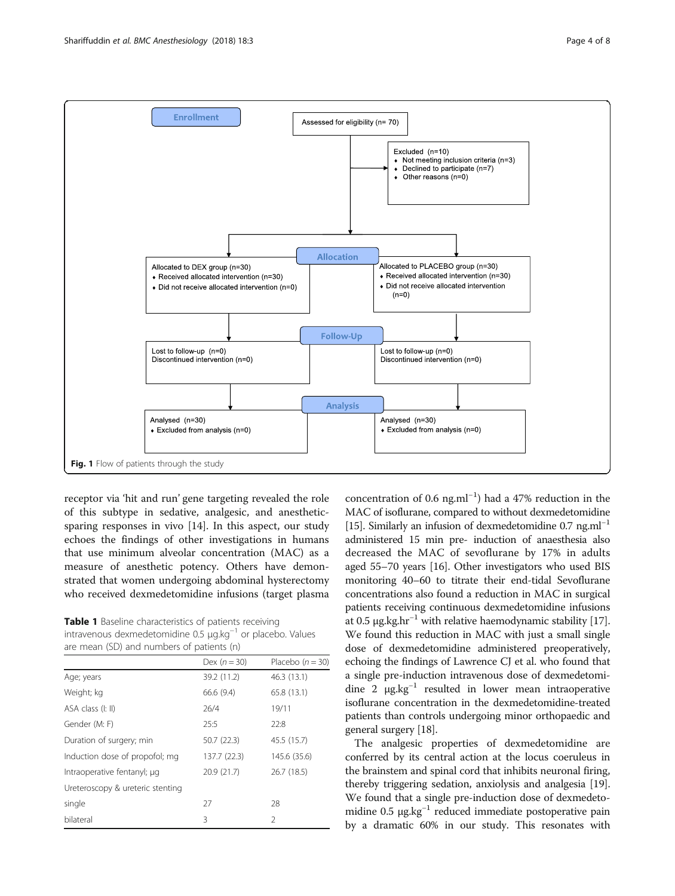Enrollment

Assessed for eligibility (n= 70)

Excluded (n=10)
- Not meeting inclusion criteria (n=3)
- Declined to participate (n=7)
- Other reasons (n=0)

Allocation

Allocated to DEX group (n=30)
- Received allocated intervention (n=30)
- Did not receive allocated intervention (n=0)

Allocated to PLACEBO group (n=30)
- Received allocated intervention (n=30)
- Did not receive allocated intervention (n=0)

Follow-Up

Lost to follow-up (n=0)
Discontinued intervention (n=0)

Lost to follow-up (n=0)
Discontinued intervention (n=0)

Analysis

Analysed (n=30)
- Excluded from analysis (n=0)

Analysed (n=30)
- Excluded from analysis (n=0)

**Fig. 1** Flow of patients through the study

receptor via 'hit and run' gene targeting revealed the role of this subtype in sedative, analgesic, and anesthetic-sparing responses in vivo [14]. In this aspect, our study echoes the findings of other investigations in humans that use minimum alveolar concentration (MAC) as a measure of anesthetic potency. Others have demonstrated that women undergoing abdominal hysterectomy who received dexmedetomidine infusions (target plasma concentration of 0.6 ng.ml$^{-1}$) had a 47% reduction in the MAC of isoflurane, compared to without dexmedetomidine [15]. Similarly an infusion of dexmedetomidine 0.7 ng.ml$^{-1}$ administered 15 min pre- induction of anaesthesia also decreased the MAC of sevoflurane by 17% in adults aged 55–70 years [16]. Other investigators who used BIS monitoring 40–60 to titrate their end-tidal Sevoflurane concentrations also found a reduction in MAC in surgical patients receiving continuous dexmedetomidine infusions at 0.5 μg.kg.hr$^{-1}$ with relative haemodynamic stability [17]. We found this reduction in MAC with just a small single dose of dexmedetomidine administered preoperatively, echoing the findings of Lawrence CJ et al. who found that a single pre-induction intravenous dose of dexmedetomidine 2 μg.kg$^{-1}$ resulted in lower mean intraoperative isoflurane concentration in the dexmedetomidine-treated patients than controls undergoing minor orthopaedic and general surgery [18].

**Table 1** Baseline characteristics of patients receiving intravenous dexmedetomidine 0.5 μg.kg$^{-1}$ or placebo. Values are mean (SD) and numbers of patients (n)

| | Dex (*n* = 30) | Placebo (*n* = 30) |
|---|---|---|
| Age; years | 39.2 (11.2) | 46.3 (13.1) |
| Weight; kg | 66.6 (9.4) | 65.8 (13.1) |
| ASA class (I: II) | 26/4 | 19/11 |
| Gender (M: F) | 25:5 | 22:8 |
| Duration of surgery; min | 50.7 (22.3) | 45.5 (15.7) |
| Induction dose of propofol; mg | 137.7 (22.3) | 145.6 (35.6) |
| Intraoperative fentanyl; μg | 20.9 (21.7) | 26.7 (18.5) |
| Ureteroscopy & ureteric stenting | | |
| single | 27 | 28 |
| bilateral | 3 | 2 |

The analgesic properties of dexmedetomidine are conferred by its central action at the locus coeruleus in the brainstem and spinal cord that inhibits neuronal firing, thereby triggering sedation, anxiolysis and analgesia [19]. We found that a single pre-induction dose of dexmedetomidine 0.5 μg.kg$^{-1}$ reduced immediate postoperative pain by a dramatic 60% in our study. This resonates with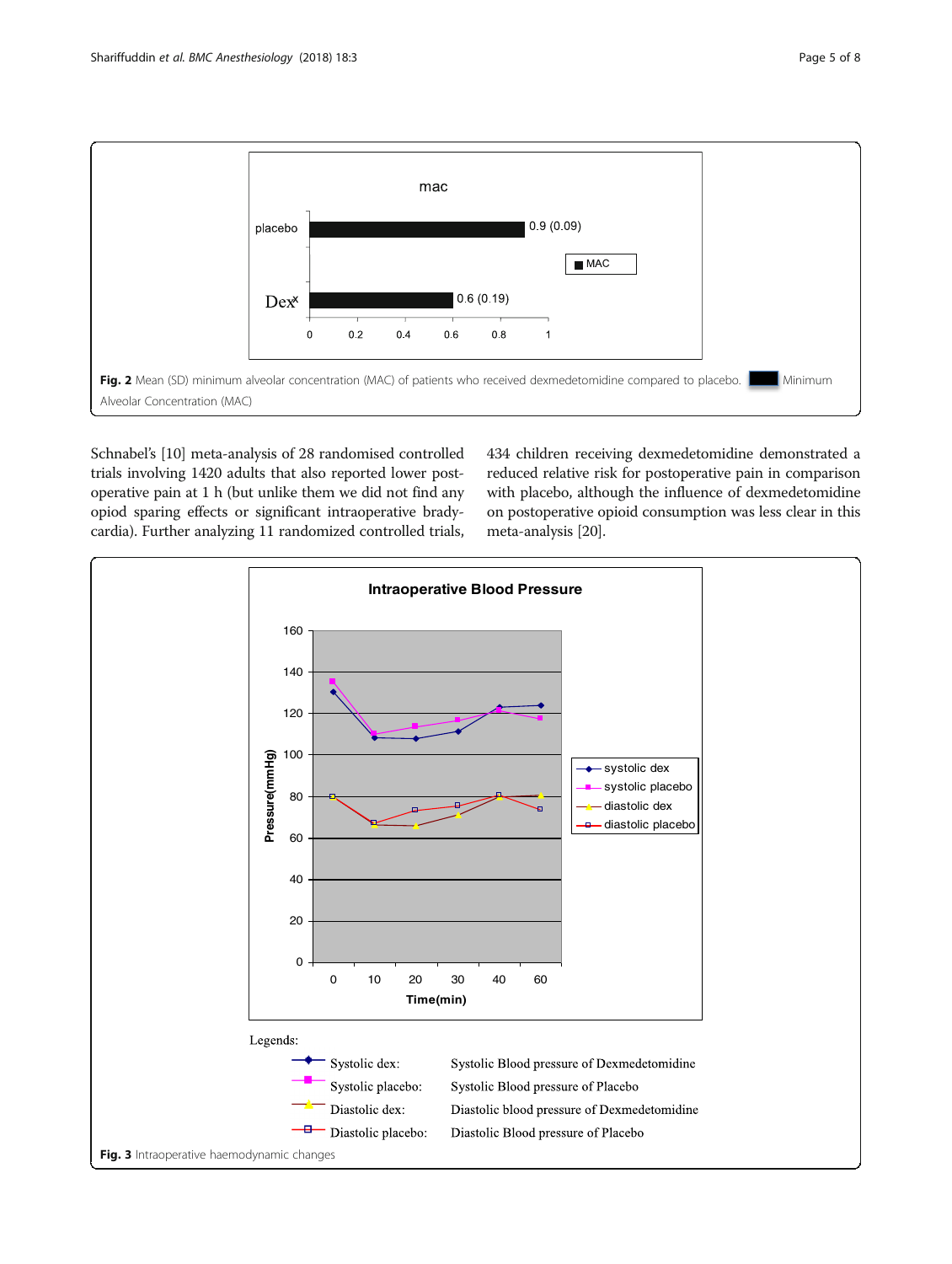Fig. 2 Mean (SD) minimum alveolar concentration (MAC) of patients who received dexmedetomidine compared to placebo. Minimum Alveolar Concentration (MAC)

Schnabel's [10] meta-analysis of 28 randomised controlled trials involving 1420 adults that also reported lower postoperative pain at 1 h (but unlike them we did not find any opiod sparing effects or significant intraoperative bradycardia). Further analyzing 11 randomized controlled trials, 434 children receiving dexmedetomidine demonstrated a reduced relative risk for postoperative pain in comparison with placebo, although the influence of dexmedetomidine on postoperative opioid consumption was less clear in this meta-analysis [20].

Legends:

Systolic dex: Systolic Blood pressure of Dexmedetomidine

Systolic placebo: Systolic Blood pressure of Placebo

Diastolic dex: Diastolic blood pressure of Dexmedetomidine

Diastolic placebo: Diastolic Blood pressure of Placebo

Fig. 3 Intraoperative haemodynamic changes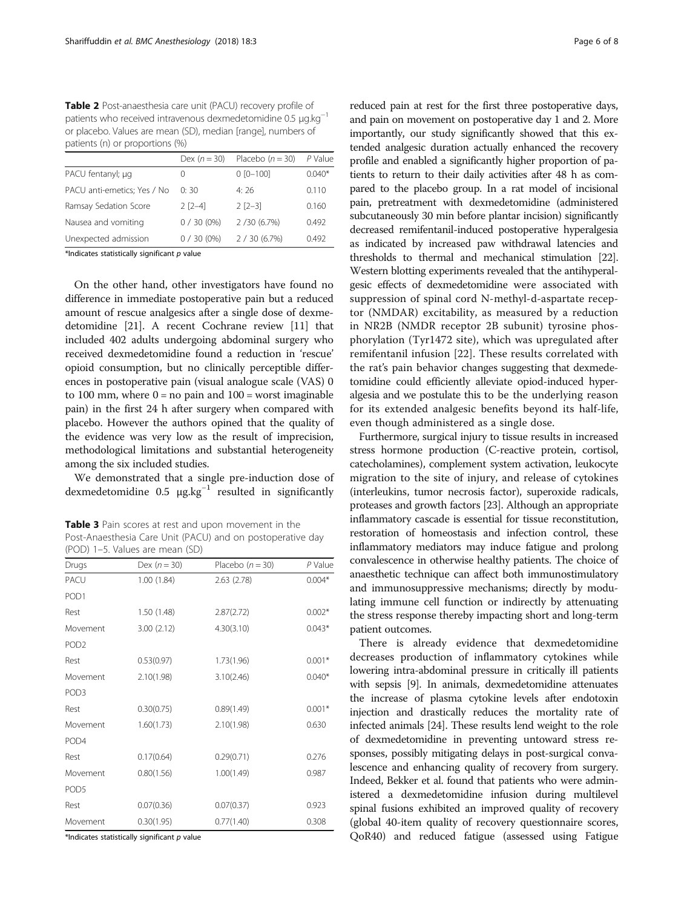**Table 2** Post-anaesthesia care unit (PACU) recovery profile of patients who received intravenous dexmedetomidine 0.5 $\mu g.kg^{-1}$ or placebo. Values are mean (SD), median [range], numbers of patients (n) or proportions (%)

| | Dex ($n = 30$) | Placebo ($n = 30$) | P Value |
|---|---|---|---|
| PACU fentanyl; μg | 0 | 0 [0–100] | 0.040* |
| PACU anti-emetics; Yes / No | 0: 30 | 4: 26 | 0.110 |
| Ramsay Sedation Score | 2 [2–4] | 2 [2–3] | 0.160 |
| Nausea and vomiting | 0 / 30 (0%) | 2 /30 (6.7%) | 0.492 |
| Unexpected admission | 0 / 30 (0%) | 2 / 30 (6.7%) | 0.492 |

*Indicates statistically significant p value

On the other hand, other investigators have found no difference in immediate postoperative pain but a reduced amount of rescue analgesics after a single dose of dexmedetomidine [21]. A recent Cochrane review [11] that included 402 adults undergoing abdominal surgery who received dexmedetomidine found a reduction in 'rescue' opioid consumption, but no clinically perceptible differences in postoperative pain (visual analogue scale (VAS) 0 to 100 mm, where 0 = no pain and 100 = worst imaginable pain) in the first 24 h after surgery when compared with placebo. However the authors opined that the quality of the evidence was very low as the result of imprecision, methodological limitations and substantial heterogeneity among the six included studies.

We demonstrated that a single pre-induction dose of dexmedetomidine 0.5 $\mu g.kg^{-1}$ resulted in significantly reduced pain at rest for the first three postoperative days, and pain on movement on postoperative day 1 and 2. More importantly, our study significantly showed that this extended analgesic duration actually enhanced the recovery profile and enabled a significantly higher proportion of patients to return to their daily activities after 48 h as compared to the placebo group. In a rat model of incisional pain, pretreatment with dexmedetomidine (administered subcutaneously 30 min before plantar incision) significantly decreased remifentanil-induced postoperative hyperalgesia as indicated by increased paw withdrawal latencies and thresholds to thermal and mechanical stimulation [22]. Western blotting experiments revealed that the antihyperalgesic effects of dexmedetomidine were associated with suppression of spinal cord N-methyl-d-aspartate receptor (NMDAR) excitability, as measured by a reduction in NR2B (NMDR receptor 2B subunit) tyrosine phosphorylation (Tyr1472 site), which was upregulated after remifentanil infusion [22]. These results correlated with the rat's pain behavior changes suggesting that dexmedetomidine could efficiently alleviate opiod-induced hyperalgesia and we postulate this to be the underlying reason for its extended analgesic benefits beyond its half-life, even though administered as a single dose.

**Table 3** Pain scores at rest and upon movement in the Post-Anaesthesia Care Unit (PACU) and on postoperative day (POD) 1–5. Values are mean (SD)

| Drugs | Dex ($n = 30$) | Placebo ($n = 30$) | P Value |
|---|---|---|---|
| PACU | 1.00 (1.84) | 2.63 (2.78) | 0.004* |
| POD1 | | | |
| Rest | 1.50 (1.48) | 2.87(2.72) | 0.002* |
| Movement | 3.00 (2.12) | 4.30(3.10) | 0.043* |
| POD2 | | | |
| Rest | 0.53(0.97) | 1.73(1.96) | 0.001* |
| Movement | 2.10(1.98) | 3.10(2.46) | 0.040* |
| POD3 | | | |
| Rest | 0.30(0.75) | 0.89(1.49) | 0.001* |
| Movement | 1.60(1.73) | 2.10(1.98) | 0.630 |
| POD4 | | | |
| Rest | 0.17(0.64) | 0.29(0.71) | 0.276 |
| Movement | 0.80(1.56) | 1.00(1.49) | 0.987 |
| POD5 | | | |
| Rest | 0.07(0.36) | 0.07(0.37) | 0.923 |
| Movement | 0.30(1.95) | 0.77(1.40) | 0.308 |

*Indicates statistically significant p value

Furthermore, surgical injury to tissue results in increased stress hormone production (C-reactive protein, cortisol, catecholamines), complement system activation, leukocyte migration to the site of injury, and release of cytokines (interleukins, tumor necrosis factor), superoxide radicals, proteases and growth factors [23]. Although an appropriate inflammatory cascade is essential for tissue reconstitution, restoration of homeostasis and infection control, these inflammatory mediators may induce fatigue and prolong convalescence in otherwise healthy patients. The choice of anaesthetic technique can affect both immunostimulatory and immunosuppressive mechanisms; directly by modulating immune cell function or indirectly by attenuating the stress response thereby impacting short and long-term patient outcomes.

There is already evidence that dexmedetomidine decreases production of inflammatory cytokines while lowering intra-abdominal pressure in critically ill patients with sepsis [9]. In animals, dexmedetomidine attenuates the increase of plasma cytokine levels after endotoxin injection and drastically reduces the mortality rate of infected animals [24]. These results lend weight to the role of dexmedetomidine in preventing untoward stress responses, possibly mitigating delays in post-surgical convalescence and enhancing quality of recovery from surgery. Indeed, Bekker et al. found that patients who were administered a dexmedetomidine infusion during multilevel spinal fusions exhibited an improved quality of recovery (global 40-item quality of recovery questionnaire scores, QoR40) and reduced fatigue (assessed using Fatigue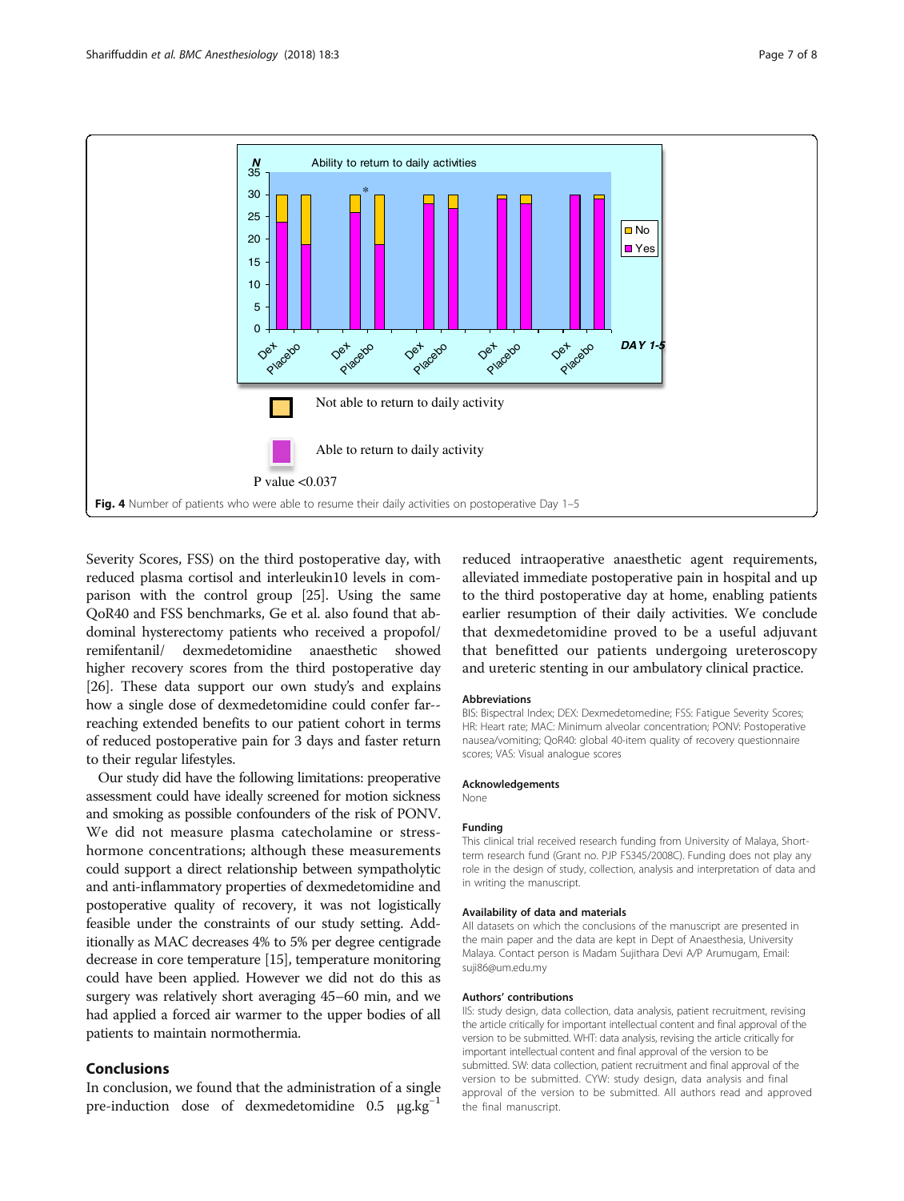Fig. 4 Number of patients who were able to resume their daily activities on postoperative Day 1–5

Severity Scores, FSS) on the third postoperative day, with reduced plasma cortisol and interleukin10 levels in comparison with the control group [25]. Using the same QoR40 and FSS benchmarks, Ge et al. also found that abdominal hysterectomy patients who received a propofol/remifentanil/ dexmedetomidine anaesthetic showed higher recovery scores from the third postoperative day [26]. These data support our own study's and explains how a single dose of dexmedetomidine could confer far-reaching extended benefits to our patient cohort in terms of reduced postoperative pain for 3 days and faster return to their regular lifestyles.

Our study did have the following limitations: preoperative assessment could have ideally screened for motion sickness and smoking as possible confounders of the risk of PONV. We did not measure plasma catecholamine or stress-hormone concentrations; although these measurements could support a direct relationship between sympatholytic and anti-inflammatory properties of dexmedetomidine and postoperative quality of recovery, it was not logistically feasible under the constraints of our study setting. Additionally as MAC decreases 4% to 5% per degree centigrade decrease in core temperature [15], temperature monitoring could have been applied. However we did not do this as surgery was relatively short averaging 45–60 min, and we had applied a forced air warmer to the upper bodies of all patients to maintain normothermia.

## Conclusions

In conclusion, we found that the administration of a single pre-induction dose of dexmedetomidine 0.5 $\mu g.kg^{-1}$ reduced intraoperative anaesthetic agent requirements, alleviated immediate postoperative pain in hospital and up to the third postoperative day at home, enabling patients earlier resumption of their daily activities. We conclude that dexmedetomidine proved to be a useful adjuvant that benefitted our patients undergoing ureteroscopy and ureteric stenting in our ambulatory clinical practice.

### Abbreviations

BIS: Bispectral Index; DEX: Dexmedetomedine; FSS: Fatigue Severity Scores; HR: Heart rate; MAC: Minimum alveolar concentration; PONV: Postoperative nausea/vomiting; QoR40: global 40-item quality of recovery questionnaire scores; VAS: Visual analogue scores

### Acknowledgements

None

### Funding

This clinical trial received research funding from University of Malaya, Short-term research fund (Grant no. PJP FS345/2008C). Funding does not play any role in the design of study, collection, analysis and interpretation of data and in writing the manuscript.

### Availability of data and materials

All datasets on which the conclusions of the manuscript are presented in the main paper and the data are kept in Dept of Anaesthesia, University Malaya. Contact person is Madam Sujithara Devi A/P Arumugam, Email: suji86@um.edu.my

### Authors' contributions

IIS: study design, data collection, data analysis, patient recruitment, revising the article critically for important intellectual content and final approval of the version to be submitted. WHT: data analysis, revising the article critically for important intellectual content and final approval of the version to be submitted. SW: data collection, patient recruitment and final approval of the version to be submitted. CYW: study design, data analysis and final approval of the version to be submitted. All authors read and approved the final manuscript.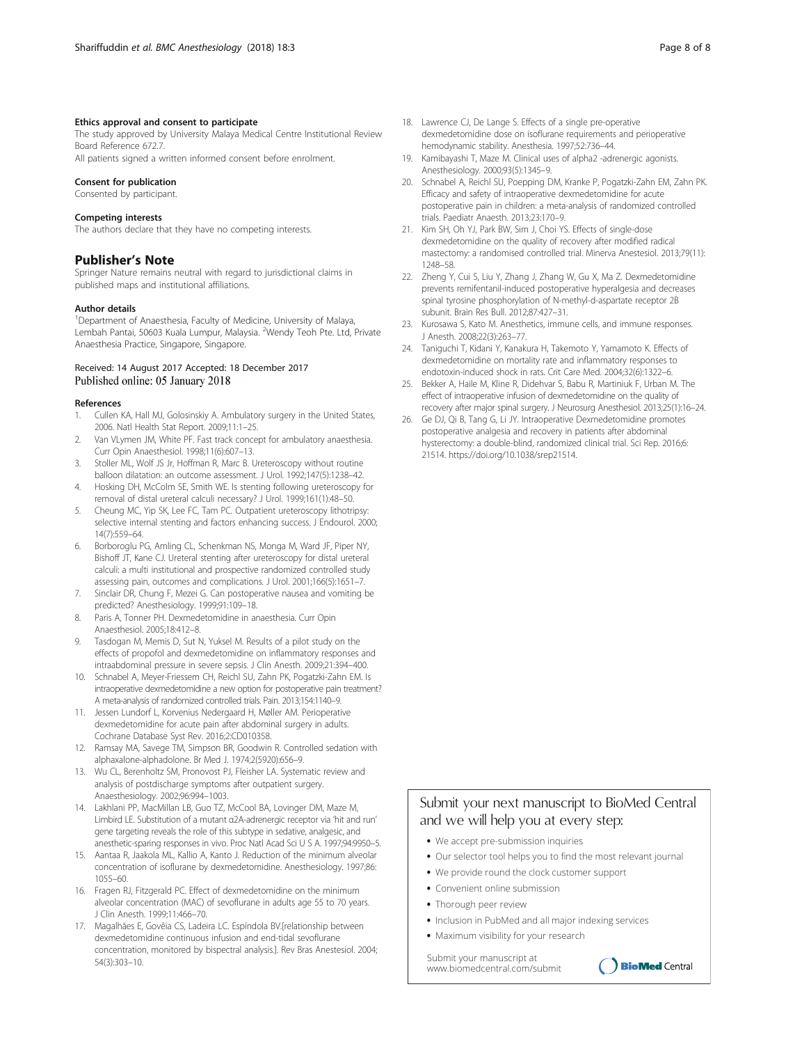#### Ethics approval and consent to participate

The study approved by University Malaya Medical Centre Institutional Review Board Reference 672.7.

All patients signed a written informed consent before enrolment.

#### Consent for publication

Consented by participant.

#### Competing interests

The authors declare that they have no competing interests.

## Publisher's Note

Springer Nature remains neutral with regard to jurisdictional claims in published maps and institutional affiliations.

#### Author details

[1]Department of Anaesthesia, Faculty of Medicine, University of Malaya, Lembah Pantai, 50603 Kuala Lumpur, Malaysia. [2]Wendy Teoh Pte. Ltd, Private Anaesthesia Practice, Singapore, Singapore.

Received: 14 August 2017 Accepted: 18 December 2017
Published online: 05 January 2018

#### References

1. Cullen KA, Hall MJ, Golosinskiy A. Ambulatory surgery in the United States, 2006. Natl Health Stat Report. 2009;11:1–25.
2. Van VLymen JM, White PF. Fast track concept for ambulatory anaesthesia. Curr Opin Anaesthesiol. 1998;11(6):607–13.
3. Stoller ML, Wolf JS Jr, Hoffman R, Marc B. Ureteroscopy without routine balloon dilatation: an outcome assessment. J Urol. 1992;147(5):1238–42.
4. Hosking DH, McColm SE, Smith WE. Is stenting following ureteroscopy for removal of distal ureteral calculi necessary? J Urol. 1999;161(1):48–50.
5. Cheung MC, Yip SK, Lee FC, Tam PC. Outpatient ureteroscopy lithotripsy: selective internal stenting and factors enhancing success. J Endourol. 2000;14(7):559–64.
6. Borboroglu PG, Amling CL, Schenkman NS, Monga M, Ward JF, Piper NY, Bishoff JT, Kane CJ. Ureteral stenting after ureteroscopy for distal ureteral calculi: a multi institutional and prospective randomized controlled study assessing pain, outcomes and complications. J Urol. 2001;166(5):1651–7.
7. Sinclair DR, Chung F, Mezei G. Can postoperative nausea and vomiting be predicted? Anesthesiology. 1999;91:109–18.
8. Paris A, Tonner PH. Dexmedetomidine in anaesthesia. Curr Opin Anaesthesiol. 2005;18:412–8.
9. Tasdogan M, Memis D, Sut N, Yuksel M. Results of a pilot study on the effects of propofol and dexmedetomidine on inflammatory responses and intraabdominal pressure in severe sepsis. J Clin Anesth. 2009;21:394–400.
10. Schnabel A, Meyer-Friessem CH, Reichl SU, Zahn PK, Pogatzki-Zahn EM. Is intraoperative dexmedetomidine a new option for postoperative pain treatment? A meta-analysis of randomized controlled trials. Pain. 2013;154:1140–9.
11. Jessen Lundorf L, Korvenius Nedergaard H, Møller AM. Perioperative dexmedetomidine for acute pain after abdominal surgery in adults. Cochrane Database Syst Rev. 2016;2:CD010358.
12. Ramsay MA, Savege TM, Simpson BR, Goodwin R. Controlled sedation with alphaxalone-alphadolone. Br Med J. 1974;2(5920):656–9.
13. Wu CL, Berenholtz SM, Pronovost PJ, Fleisher LA. Systematic review and analysis of postdischarge symptoms after outpatient surgery. Anaesthesiology. 2002;96:994–1003.
14. Lakhlani PP, MacMillan LB, Guo TZ, McCool BA, Lovinger DM, Maze M, Limbird LE. Substitution of a mutant α2A-adrenergic receptor via 'hit and run' gene targeting reveals the role of this subtype in sedative, analgesic, and anesthetic-sparing responses in vivo. Proc Natl Acad Sci U S A. 1997;94:9950–5.
15. Aantaa R, Jaakola ML, Kallio A, Kanto J. Reduction of the minimum alveolar concentration of isoflurane by dexmedetomidine. Anesthesiology. 1997;86:1055–60.
16. Fragen RJ, Fitzgerald PC. Effect of dexmedetomidine on the minimum alveolar concentration (MAC) of sevoflurane in adults age 55 to 70 years. J Clin Anesth. 1999;11:466–70.
17. Magalhães E, Govêia CS, Ladeira LC. Espíndola BV.[relationship between dexmedetomidine continuous infusion and end-tidal sevoflurane concentration, monitored by bispectral analysis.]. Rev Bras Anestesiol. 2004;54(3):303–10.
18. Lawrence CJ, De Lange S. Effects of a single pre-operative dexmedetomidine dose on isoflurane requirements and perioperative hemodynamic stability. Anesthesia. 1997;52:736–44.
19. Kamibayashi T, Maze M. Clinical uses of alpha2 -adrenergic agonists. Anesthesiology. 2000;93(5):1345–9.
20. Schnabel A, Reichl SU, Poepping DM, Kranke P, Pogatzki-Zahn EM, Zahn PK. Efficacy and safety of intraoperative dexmedetomidine for acute postoperative pain in children: a meta-analysis of randomized controlled trials. Paediatr Anaesth. 2013;23:170–9.
21. Kim SH, Oh YJ, Park BW, Sim J, Choi YS. Effects of single-dose dexmedetomidine on the quality of recovery after modified radical mastectomy: a randomised controlled trial. Minerva Anestesiol. 2013;79(11):1248–58.
22. Zheng Y, Cui S, Liu Y, Zhang J, Zhang W, Gu X, Ma Z. Dexmedetomidine prevents remifentanil-induced postoperative hyperalgesia and decreases spinal tyrosine phosphorylation of N-methyl-d-aspartate receptor 2B subunit. Brain Res Bull. 2012;87:427–31.
23. Kurosawa S, Kato M. Anesthetics, immune cells, and immune responses. J Anesth. 2008;22(3):263–77.
24. Taniguchi T, Kidani Y, Kanakura H, Takemoto Y, Yamamoto K. Effects of dexmedetomidine on mortality rate and inflammatory responses to endotoxin-induced shock in rats. Crit Care Med. 2004;32(6):1322–6.
25. Bekker A, Haile M, Kline R, Didehvar S, Babu R, Martiniuk F, Urban M. The effect of intraoperative infusion of dexmedetomidine on the quality of recovery after major spinal surgery. J Neurosurg Anesthesiol. 2013;25(1):16–24.
26. Ge DJ, Qi B, Tang G, Li JY. Intraoperative Dexmedetomidine promotes postoperative analgesia and recovery in patients after abdominal hysterectomy: a double-blind, randomized clinical trial. Sci Rep. 2016;6:21514. https://doi.org/10.1038/srep21514.